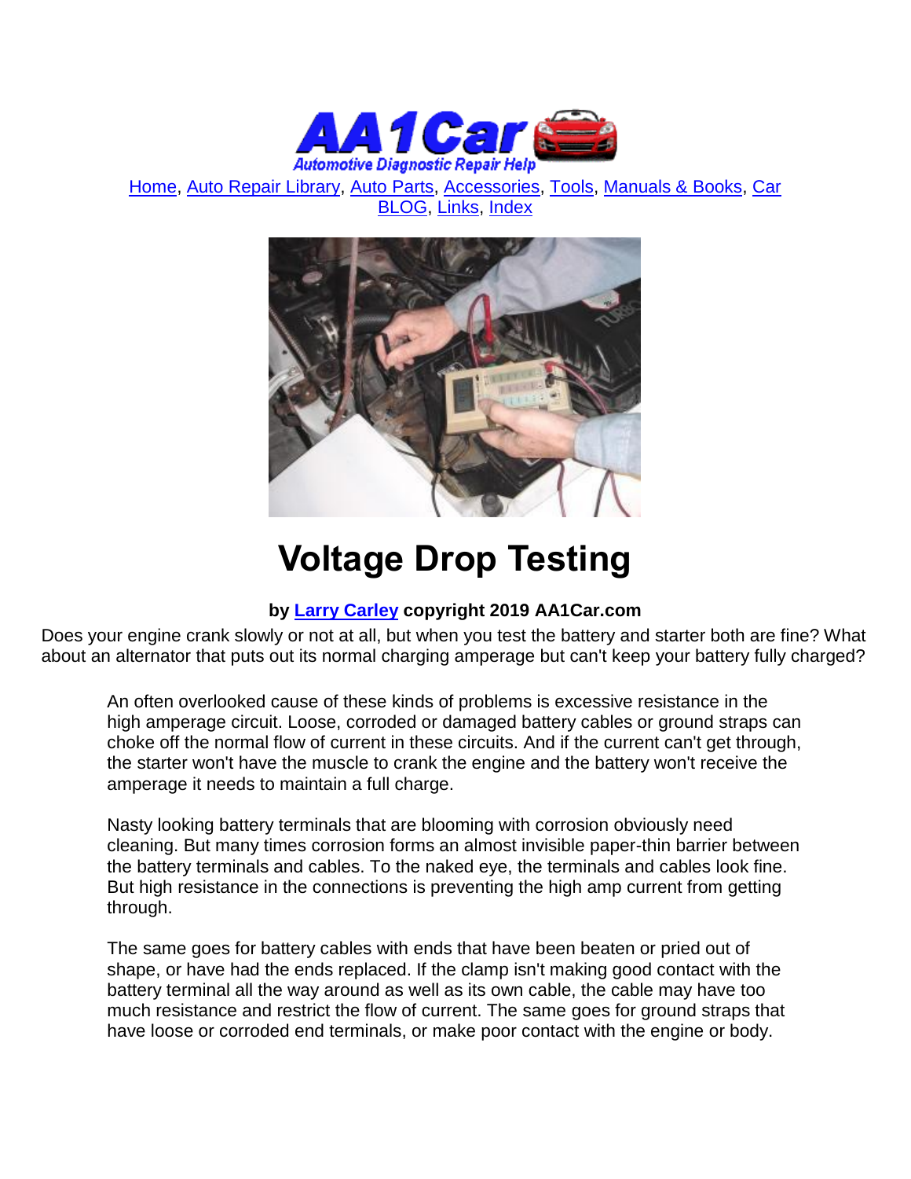Home, Auto Repair Library, Auto Parts, Accessories, Tools, Manuals & Books, Car BLOG, Links, Index

# Voltage Drop Testing

**by Larry Carley copyright 2019 AA1Car.com**

Does your engine crank slowly or not at all, but when you test the battery and starter both are fine? What about an alternator that puts out its normal charging amperage but can't keep your battery fully charged?

An often overlooked cause of these kinds of problems is excessive resistance in the high amperage circuit. Loose, corroded or damaged battery cables or ground straps can choke off the normal flow of current in these circuits. And if the current can't get through, the starter won't have the muscle to crank the engine and the battery won't receive the amperage it needs to maintain a full charge.

Nasty looking battery terminals that are blooming with corrosion obviously need cleaning. But many times corrosion forms an almost invisible paper-thin barrier between the battery terminals and cables. To the naked eye, the terminals and cables look fine. But high resistance in the connections is preventing the high amp current from getting through.

The same goes for battery cables with ends that have been beaten or pried out of shape, or have had the ends replaced. If the clamp isn't making good contact with the battery terminal all the way around as well as its own cable, the cable may have too much resistance and restrict the flow of current. The same goes for ground straps that have loose or corroded end terminals, or make poor contact with the engine or body.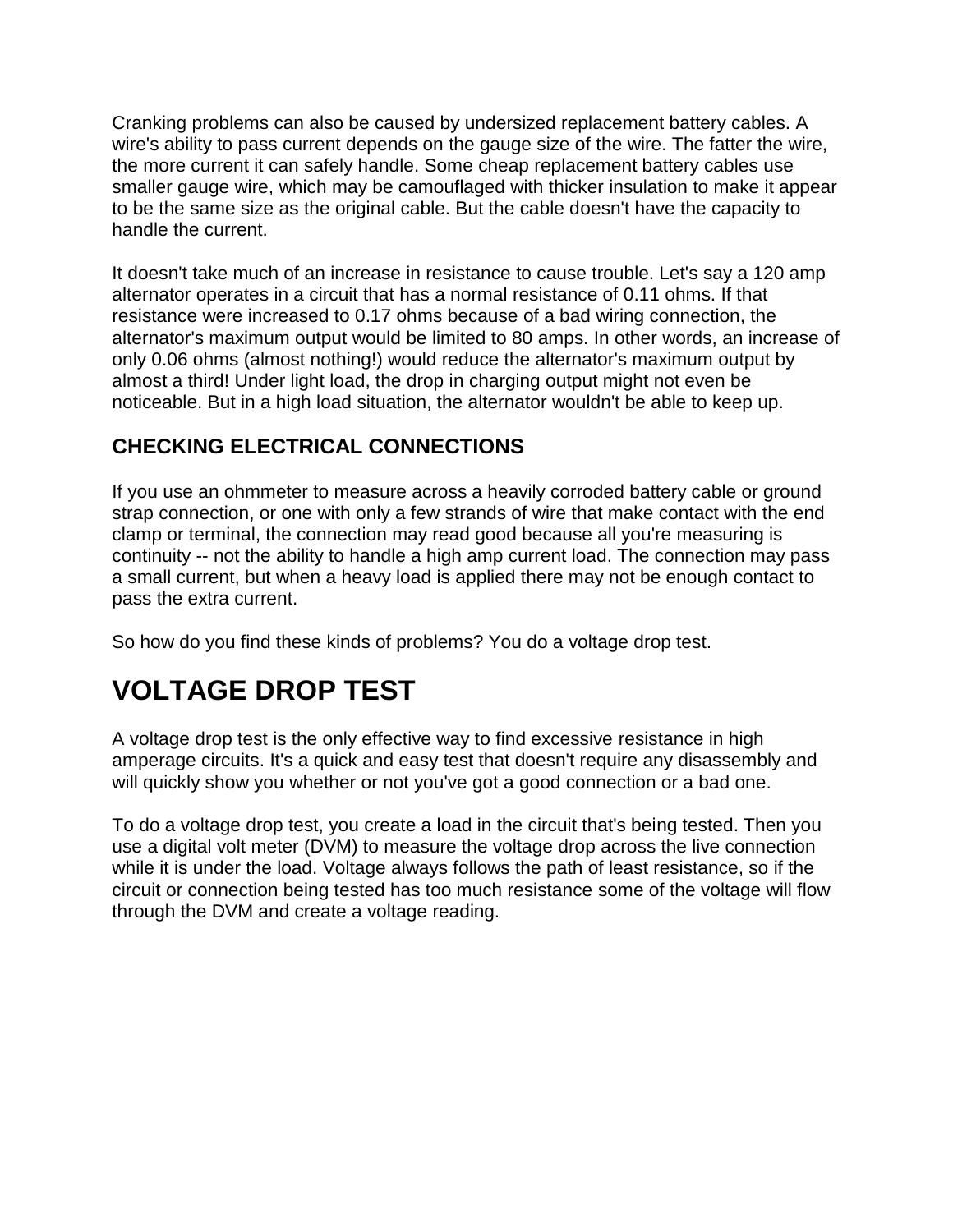Cranking problems can also be caused by undersized replacement battery cables. A wire's ability to pass current depends on the gauge size of the wire. The fatter the wire, the more current it can safely handle. Some cheap replacement battery cables use smaller gauge wire, which may be camouflaged with thicker insulation to make it appear to be the same size as the original cable. But the cable doesn't have the capacity to handle the current.

It doesn't take much of an increase in resistance to cause trouble. Let's say a 120 amp alternator operates in a circuit that has a normal resistance of 0.11 ohms. If that resistance were increased to 0.17 ohms because of a bad wiring connection, the alternator's maximum output would be limited to 80 amps. In other words, an increase of only 0.06 ohms (almost nothing!) would reduce the alternator's maximum output by almost a third! Under light load, the drop in charging output might not even be noticeable. But in a high load situation, the alternator wouldn't be able to keep up.

### CHECKING ELECTRICAL CONNECTIONS

If you use an ohmmeter to measure across a heavily corroded battery cable or ground strap connection, or one with only a few strands of wire that make contact with the end clamp or terminal, the connection may read good because all you're measuring is continuity -- not the ability to handle a high amp current load. The connection may pass a small current, but when a heavy load is applied there may not be enough contact to pass the extra current.

So how do you find these kinds of problems? You do a voltage drop test.

## VOLTAGE DROP TEST

A voltage drop test is the only effective way to find excessive resistance in high amperage circuits. It's a quick and easy test that doesn't require any disassembly and will quickly show you whether or not you've got a good connection or a bad one.

To do a voltage drop test, you create a load in the circuit that's being tested. Then you use a digital volt meter (DVM) to measure the voltage drop across the live connection while it is under the load. Voltage always follows the path of least resistance, so if the circuit or connection being tested has too much resistance some of the voltage will flow through the DVM and create a voltage reading.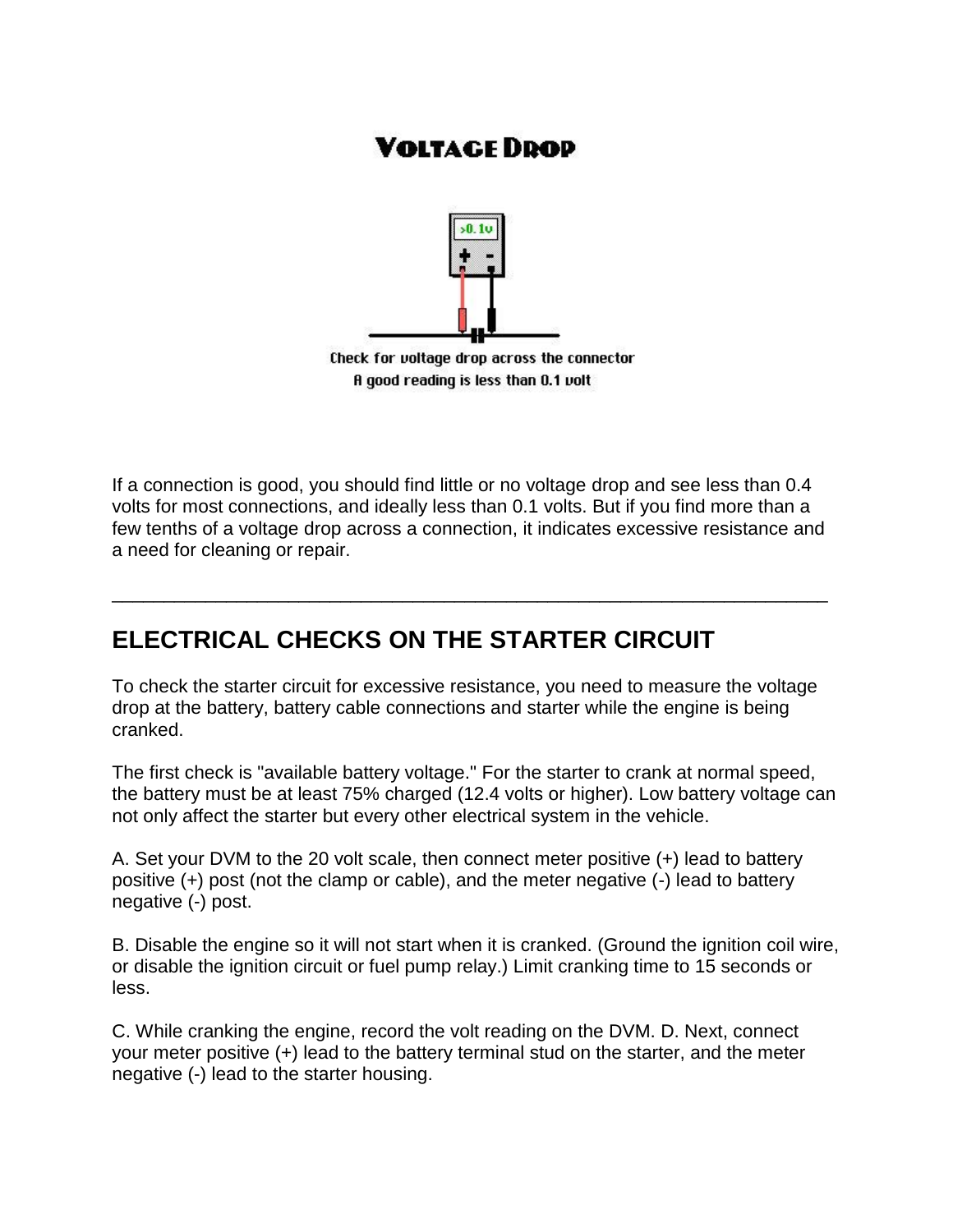## Voltage Drop

Check for voltage drop across the connector
A good reading is less than 0.1 volt

If a connection is good, you should find little or no voltage drop and see less than 0.4 volts for most connections, and ideally less than 0.1 volts. But if you find more than a few tenths of a voltage drop across a connection, it indicates excessive resistance and a need for cleaning or repair.

---

## ELECTRICAL CHECKS ON THE STARTER CIRCUIT

To check the starter circuit for excessive resistance, you need to measure the voltage drop at the battery, battery cable connections and starter while the engine is being cranked.

The first check is "available battery voltage." For the starter to crank at normal speed, the battery must be at least 75% charged (12.4 volts or higher). Low battery voltage can not only affect the starter but every other electrical system in the vehicle.

A. Set your DVM to the 20 volt scale, then connect meter positive (+) lead to battery positive (+) post (not the clamp or cable), and the meter negative (-) lead to battery negative (-) post.

B. Disable the engine so it will not start when it is cranked. (Ground the ignition coil wire, or disable the ignition circuit or fuel pump relay.) Limit cranking time to 15 seconds or less.

C. While cranking the engine, record the volt reading on the DVM. D. Next, connect your meter positive (+) lead to the battery terminal stud on the starter, and the meter negative (-) lead to the starter housing.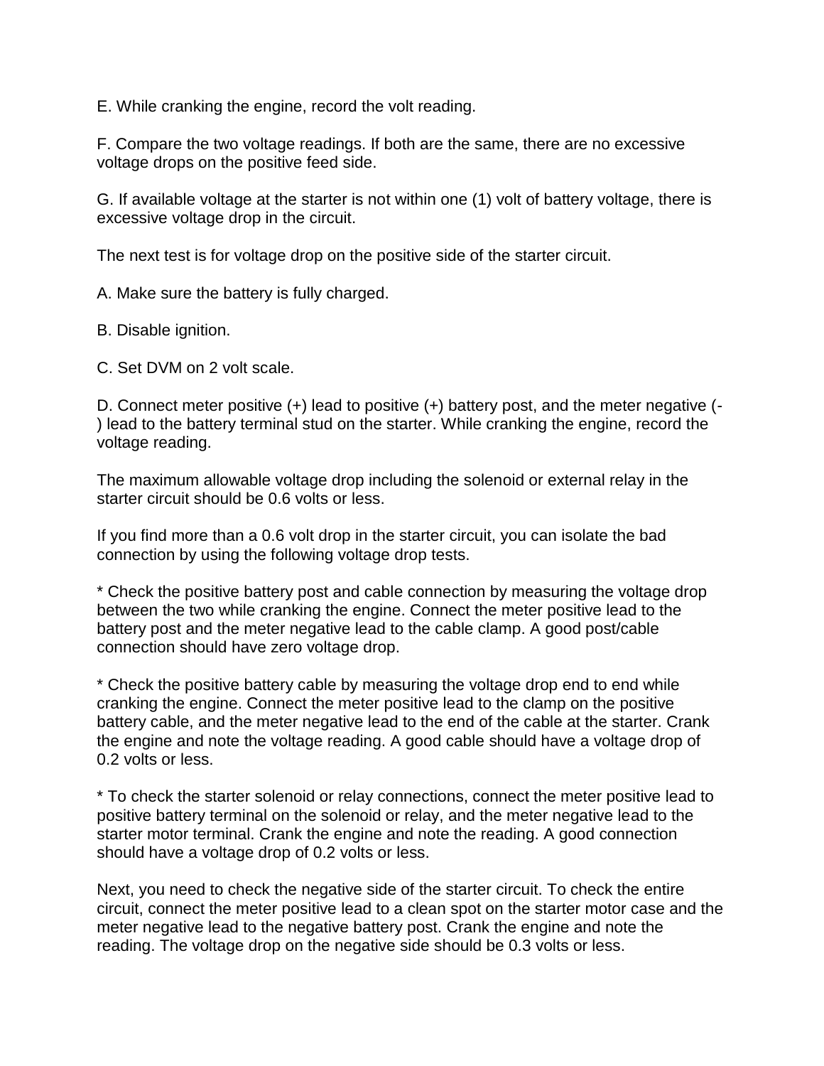E. While cranking the engine, record the volt reading.

F. Compare the two voltage readings. If both are the same, there are no excessive voltage drops on the positive feed side.

G. If available voltage at the starter is not within one (1) volt of battery voltage, there is excessive voltage drop in the circuit.

The next test is for voltage drop on the positive side of the starter circuit.

A. Make sure the battery is fully charged.

B. Disable ignition.

C. Set DVM on 2 volt scale.

D. Connect meter positive (+) lead to positive (+) battery post, and the meter negative (-) lead to the battery terminal stud on the starter. While cranking the engine, record the voltage reading.

The maximum allowable voltage drop including the solenoid or external relay in the starter circuit should be 0.6 volts or less.

If you find more than a 0.6 volt drop in the starter circuit, you can isolate the bad connection by using the following voltage drop tests.

* Check the positive battery post and cable connection by measuring the voltage drop between the two while cranking the engine. Connect the meter positive lead to the battery post and the meter negative lead to the cable clamp. A good post/cable connection should have zero voltage drop.

* Check the positive battery cable by measuring the voltage drop end to end while cranking the engine. Connect the meter positive lead to the clamp on the positive battery cable, and the meter negative lead to the end of the cable at the starter. Crank the engine and note the voltage reading. A good cable should have a voltage drop of 0.2 volts or less.

* To check the starter solenoid or relay connections, connect the meter positive lead to positive battery terminal on the solenoid or relay, and the meter negative lead to the starter motor terminal. Crank the engine and note the reading. A good connection should have a voltage drop of 0.2 volts or less.

Next, you need to check the negative side of the starter circuit. To check the entire circuit, connect the meter positive lead to a clean spot on the starter motor case and the meter negative lead to the negative battery post. Crank the engine and note the reading. The voltage drop on the negative side should be 0.3 volts or less.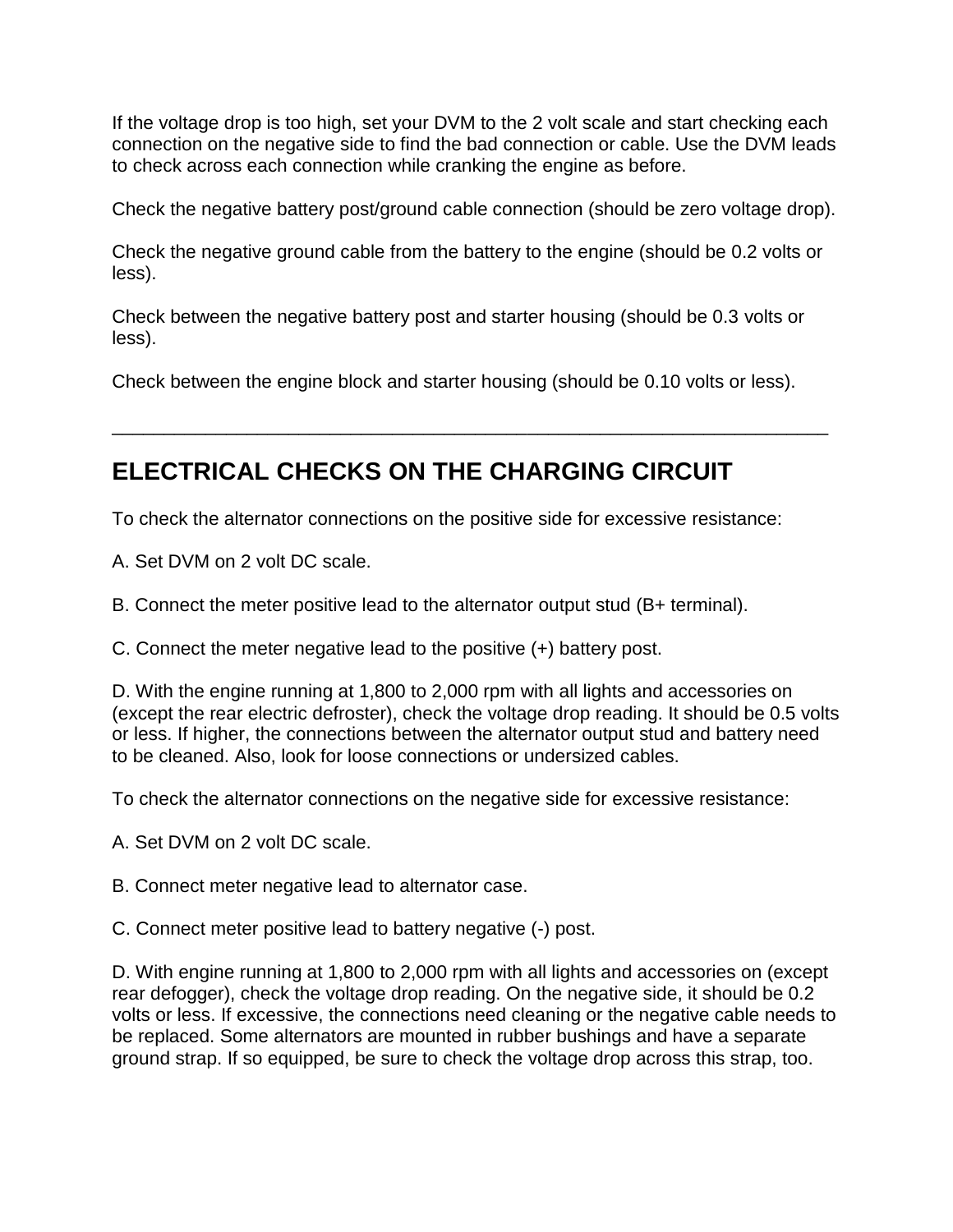If the voltage drop is too high, set your DVM to the 2 volt scale and start checking each connection on the negative side to find the bad connection or cable. Use the DVM leads to check across each connection while cranking the engine as before.

Check the negative battery post/ground cable connection (should be zero voltage drop).

Check the negative ground cable from the battery to the engine (should be 0.2 volts or less).

Check between the negative battery post and starter housing (should be 0.3 volts or less).

Check between the engine block and starter housing (should be 0.10 volts or less).

---

## ELECTRICAL CHECKS ON THE CHARGING CIRCUIT

To check the alternator connections on the positive side for excessive resistance:

A. Set DVM on 2 volt DC scale.

B. Connect the meter positive lead to the alternator output stud (B+ terminal).

C. Connect the meter negative lead to the positive (+) battery post.

D. With the engine running at 1,800 to 2,000 rpm with all lights and accessories on (except the rear electric defroster), check the voltage drop reading. It should be 0.5 volts or less. If higher, the connections between the alternator output stud and battery need to be cleaned. Also, look for loose connections or undersized cables.

To check the alternator connections on the negative side for excessive resistance:

A. Set DVM on 2 volt DC scale.

B. Connect meter negative lead to alternator case.

C. Connect meter positive lead to battery negative (-) post.

D. With engine running at 1,800 to 2,000 rpm with all lights and accessories on (except rear defogger), check the voltage drop reading. On the negative side, it should be 0.2 volts or less. If excessive, the connections need cleaning or the negative cable needs to be replaced. Some alternators are mounted in rubber bushings and have a separate ground strap. If so equipped, be sure to check the voltage drop across this strap, too.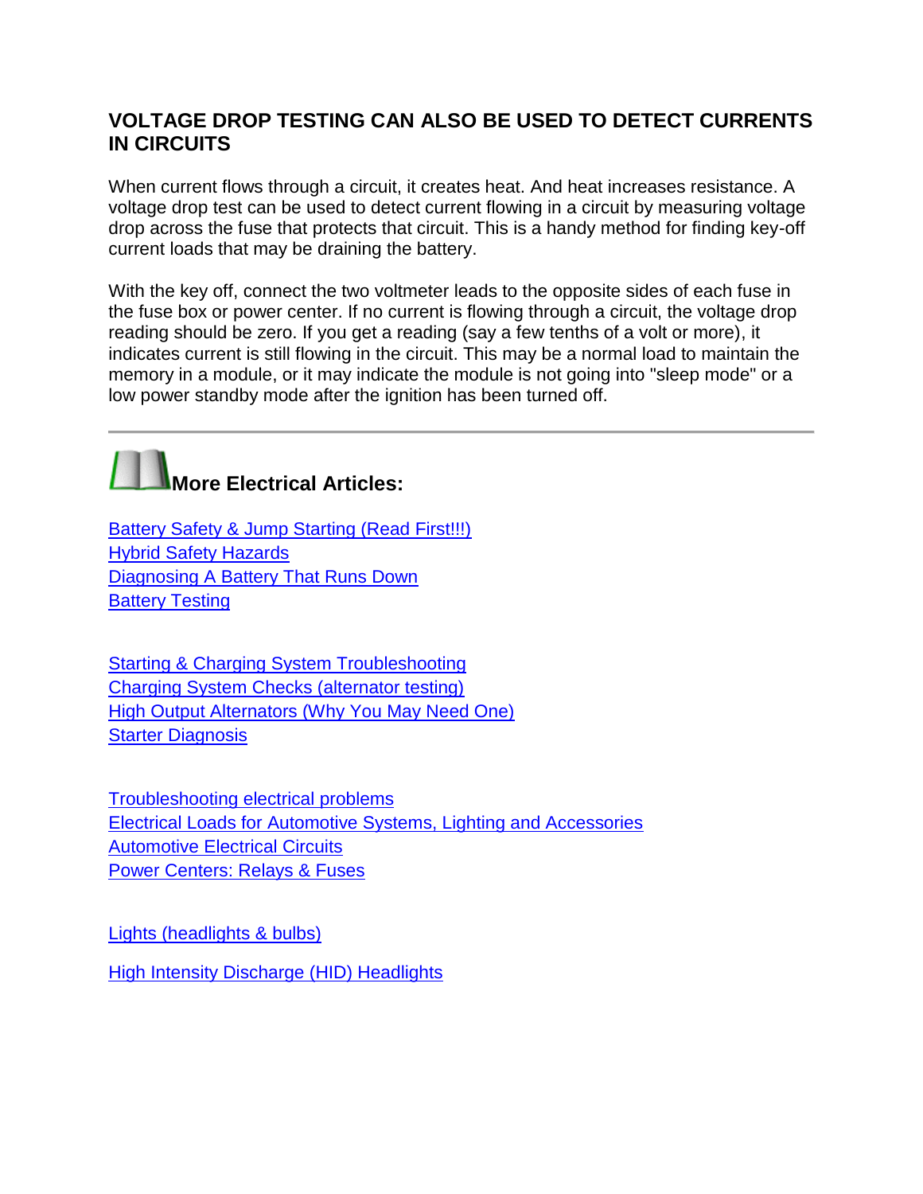## VOLTAGE DROP TESTING CAN ALSO BE USED TO DETECT CURRENTS IN CIRCUITS

When current flows through a circuit, it creates heat. And heat increases resistance. A voltage drop test can be used to detect current flowing in a circuit by measuring voltage drop across the fuse that protects that circuit. This is a handy method for finding key-off current loads that may be draining the battery.

With the key off, connect the two voltmeter leads to the opposite sides of each fuse in the fuse box or power center. If no current is flowing through a circuit, the voltage drop reading should be zero. If you get a reading (say a few tenths of a volt or more), it indicates current is still flowing in the circuit. This may be a normal load to maintain the memory in a module, or it may indicate the module is not going into "sleep mode" or a low power standby mode after the ignition has been turned off.

---

### More Electrical Articles:

Battery Safety & Jump Starting (Read First!!!)
Hybrid Safety Hazards
Diagnosing A Battery That Runs Down
Battery Testing

Starting & Charging System Troubleshooting
Charging System Checks (alternator testing)
High Output Alternators (Why You May Need One)
Starter Diagnosis

Troubleshooting electrical problems
Electrical Loads for Automotive Systems, Lighting and Accessories
Automotive Electrical Circuits
Power Centers: Relays & Fuses

Lights (headlights & bulbs)

High Intensity Discharge (HID) Headlights